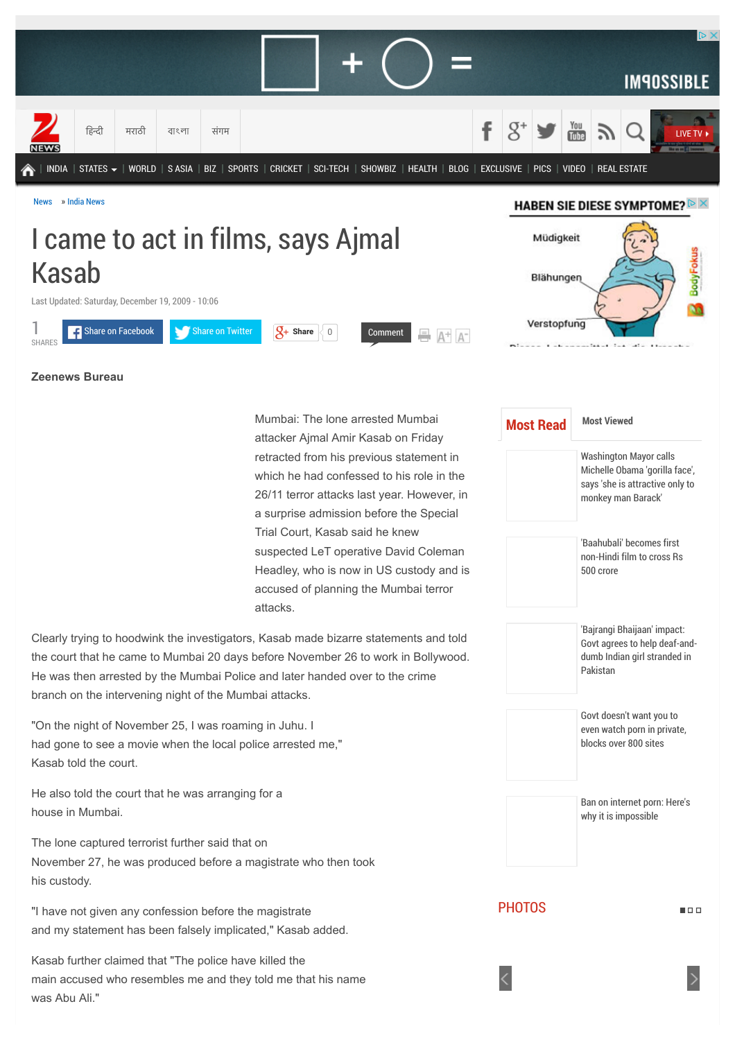News » India News

# I came to act in films, says Ajmal Kasab

Last Updated: Saturday, December 19, 2009 - 10:06

**Zeenews Bureau**

Mumbai: The lone arrested Mumbai attacker Ajmal Amir Kasab on Friday retracted from his previous statement in which he had confessed to his role in the 26/11 terror attacks last year. However, in a surprise admission before the Special Trial Court, Kasab said he knew suspected LeT operative David Coleman Headley, who is now in US custody and is accused of planning the Mumbai terror attacks.

Clearly trying to hoodwink the investigators, Kasab made bizarre statements and told the court that he came to Mumbai 20 days before November 26 to work in Bollywood. He was then arrested by the Mumbai Police and later handed over to the crime branch on the intervening night of the Mumbai attacks.

"On the night of November 25, I was roaming in Juhu. I had gone to see a movie when the local police arrested me," Kasab told the court.

He also told the court that he was arranging for a house in Mumbai.

The lone captured terrorist further said that on November 27, he was produced before a magistrate who then took his custody.

"I have not given any confession before the magistrate and my statement has been falsely implicated," Kasab added.

Kasab further claimed that "The police have killed the main accused who resembles me and they told me that his name was Abu Ali."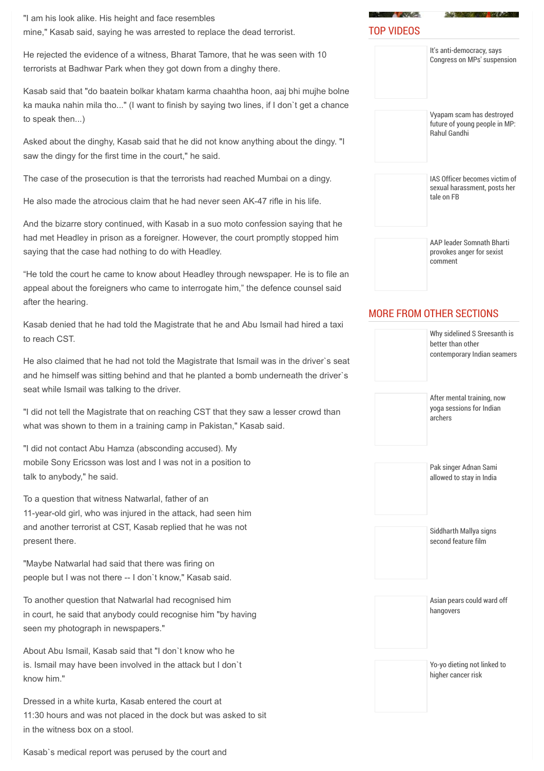"I am his look alike. His height and face resembles mine," Kasab said, saying he was arrested to replace the dead terrorist.

He rejected the evidence of a witness, Bharat Tamore, that he was seen with 10 terrorists at Badhwar Park when they got down from a dinghy there.

Kasab said that "do baatein bolkar khatam karma chaahtha hoon, aaj bhi mujhe bolne ka mauka nahin mila tho..." (I want to finish by saying two lines, if I don`t get a chance to speak then...)

Asked about the dinghy, Kasab said that he did not know anything about the dingy. "I saw the dingy for the first time in the court," he said.

The case of the prosecution is that the terrorists had reached Mumbai on a dingy.

He also made the atrocious claim that he had never seen AK-47 rifle in his life.

And the bizarre story continued, with Kasab in a suo moto confession saying that he had met Headley in prison as a foreigner. However, the court promptly stopped him saying that the case had nothing to do with Headley.

“He told the court he came to know about Headley through newspaper. He is to file an appeal about the foreigners who came to interrogate him,” the defence counsel said after the hearing.

Kasab denied that he had told the Magistrate that he and Abu Ismail had hired a taxi to reach CST.

He also claimed that he had not told the Magistrate that Ismail was in the driver`s seat and he himself was sitting behind and that he planted a bomb underneath the driver`s seat while Ismail was talking to the driver.

"I did not tell the Magistrate that on reaching CST that they saw a lesser crowd than what was shown to them in a training camp in Pakistan," Kasab said.

"I did not contact Abu Hamza (absconding accused). My mobile Sony Ericsson was lost and I was not in a position to talk to anybody," he said.

To a question that witness Natwarlal, father of an 11-year-old girl, who was injured in the attack, had seen him and another terrorist at CST, Kasab replied that he was not present there.

"Maybe Natwarlal had said that there was firing on people but I was not there -- I don`t know," Kasab said.

To another question that Natwarlal had recognised him in court, he said that anybody could recognise him "by having seen my photograph in newspapers."

About Abu Ismail, Kasab said that "I don`t know who he is. Ismail may have been involved in the attack but I don`t know him."

Dressed in a white kurta, Kasab entered the court at 11:30 hours and was not placed in the dock but was asked to sit in the witness box on a stool.

Kasab`s medical report was perused by the court and

## TOP VIDEOS

It's anti-democracy, says Congress on MPs' suspension

Vyapam scam has destroyed future of young people in MP: Rahul Gandhi

IAS Officer becomes victim of sexual harassment, posts her tale on FB

AAP leader Somnath Bharti provokes anger for sexist comment

## MORE FROM OTHER SECTIONS

Why sidelined S Sreesanth is better than other contemporary Indian seamers

After mental training, now yoga sessions for Indian archers

Pak singer Adnan Sami allowed to stay in India

Siddharth Mallya signs second feature film

Asian pears could ward off hangovers

Yo-yo dieting not linked to higher cancer risk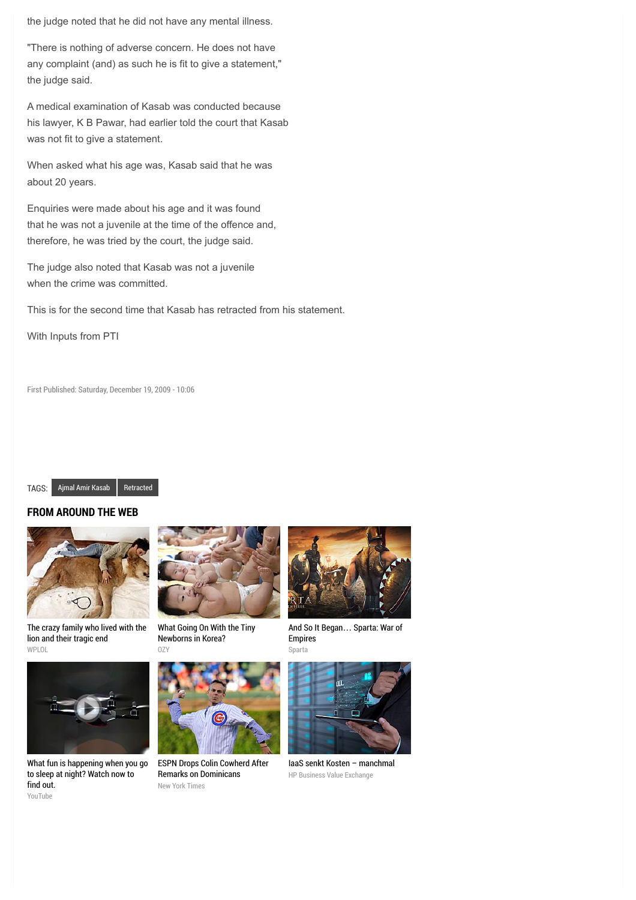the judge noted that he did not have any mental illness.

"There is nothing of adverse concern. He does not have any complaint (and) as such he is fit to give a statement," the judge said.

A medical examination of Kasab was conducted because his lawyer, K B Pawar, had earlier told the court that Kasab was not fit to give a statement.

When asked what his age was, Kasab said that he was about 20 years.

Enquiries were made about his age and it was found that he was not a juvenile at the time of the offence and, therefore, he was tried by the court, the judge said.

The judge also noted that Kasab was not a juvenile when the crime was committed.

This is for the second time that Kasab has retracted from his statement.

With Inputs from PTI

First Published: Saturday, December 19, 2009 - 10:06

TAGS: Ajmal Amir Kasab Retracted

## FROM AROUND THE WEB

The crazy family who lived with the lion and their tragic end
WPLOL

What Going On With the Tiny Newborns in Korea?
OZY

And So It Began… Sparta: War of Empires
Sparta

What fun is happening when you go to sleep at night? Watch now to find out.
YouTube

ESPN Drops Colin Cowherd After Remarks on Dominicans
New York Times

IaaS senkt Kosten – manchmal
HP Business Value Exchange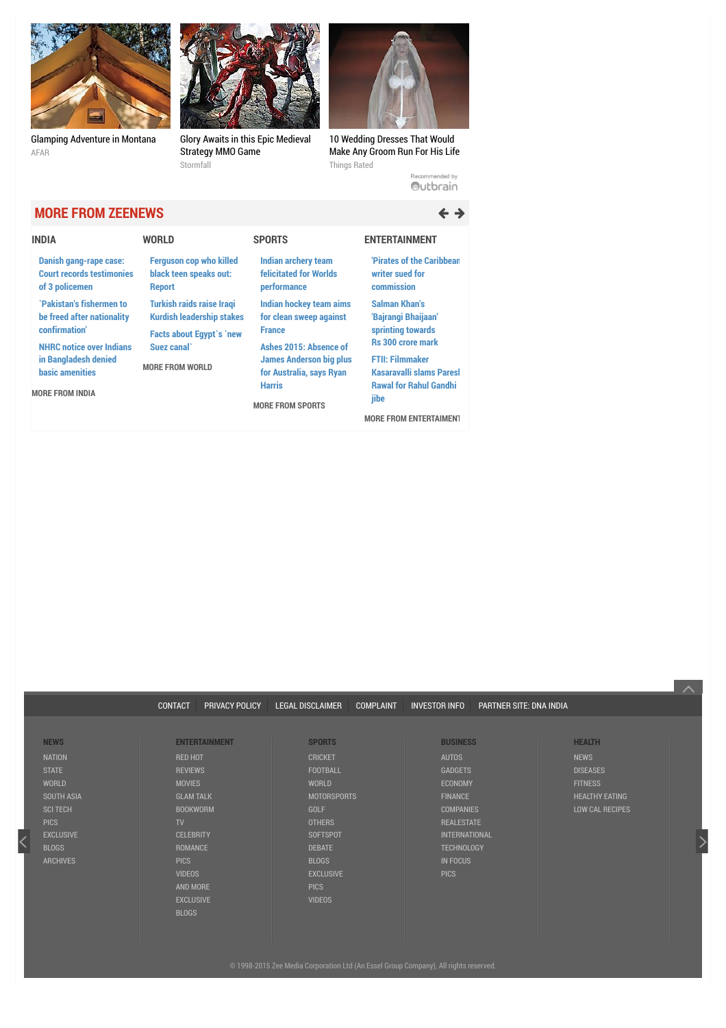Glamping Adventure in Montana
AFAR

Glory Awaits in this Epic Medieval Strategy MMO Game
Stormfall

10 Wedding Dresses That Would Make Any Groom Run For His Life
Things Rated

Recommended by Outbrain

## MORE FROM ZEENEWS

### INDIA

- Danish gang-rape case: Court records testimonies of 3 policemen
- `Pakistan's fishermen to be freed after nationality confirmation'
- NHRC notice over Indians in Bangladesh denied basic amenities

MORE FROM INDIA

### WORLD

- Ferguson cop who killed black teen speaks out: Report
- Turkish raids raise Iraqi Kurdish leadership stakes
- Facts about Egypt`s `new Suez canal`

MORE FROM WORLD

### SPORTS

- Indian archery team felicitated for Worlds performance
- Indian hockey team aims for clean sweep against France
- Ashes 2015: Absence of James Anderson big plus for Australia, says Ryan Harris

MORE FROM SPORTS

### ENTERTAINMENT

- 'Pirates of the Caribbean writer sued for commission
- Salman Khan's 'Bajrangi Bhaijaan' sprinting towards Rs 300 crore mark
- FTII: Filmmaker Kasaravalli slams Paresh Rawal for Rahul Gandhi jibe

MORE FROM ENTERTAINMENT

CONTACT | PRIVACY POLICY | LEGAL DISCLAIMER | COMPLAINT | INVESTOR INFO | PARTNER SITE: DNA INDIA

| NEWS | ENTERTAINMENT | SPORTS | BUSINESS | HEALTH |
| --- | --- | --- | --- | --- |
| NATION | RED HOT | CRICKET | AUTOS | NEWS |
| STATE | REVIEWS | FOOTBALL | GADGETS | DISEASES |
| WORLD | MOVIES | WORLD | ECONOMY | FITNESS |
| SOUTH ASIA | GLAM TALK | MOTORSPORTS | FINANCE | HEALTHY EATING |
| SCI TECH | BOOKWORM | GOLF | COMPANIES | LOW CAL RECIPES |
| PICS | TV | OTHERS | REALESTATE | |
| EXCLUSIVE | CELEBRITY | SOFTSPOT | INTERNATIONAL | |
| BLOGS | ROMANCE | DEBATE | TECHNOLOGY | |
| ARCHIVES | PICS | BLOGS | IN FOCUS | |
| | VIDEOS | EXCLUSIVE | PICS | |
| | AND MORE | PICS | | |
| | EXCLUSIVE | VIDEOS | | |
| | BLOGS | | | |

© 1998-2015 Zee Media Corporation Ltd (An Essel Group Company), All rights reserved.